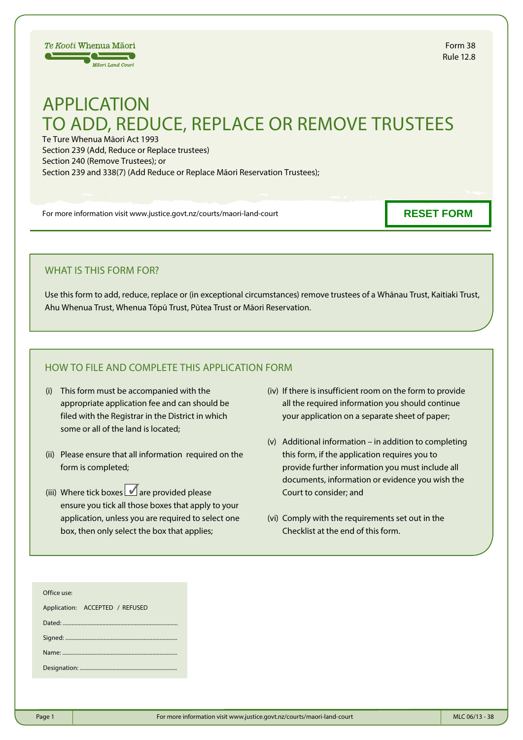Te Kooti Whenua Māori
Māori Land Court

Form 38
Rule 12.8

# APPLICATION TO ADD, REDUCE, REPLACE OR REMOVE TRUSTEES

Te Ture Whenua Māori Act 1993
Section 239 (Add, Reduce or Replace trustees)
Section 240 (Remove Trustees); or
Section 239 and 338(7) (Add Reduce or Replace Māori Reservation Trustees);

For more information visit www.justice.govt.nz/courts/maori-land-court

RESET FORM

## WHAT IS THIS FORM FOR?

Use this form to add, reduce, replace or (in exceptional circumstances) remove trustees of a Whānau Trust, Kaitiaki Trust, Ahu Whenua Trust, Whenua Tōpū Trust, Pūtea Trust or Māori Reservation.

## HOW TO FILE AND COMPLETE THIS APPLICATION FORM

(i) This form must be accompanied with the appropriate application fee and can should be filed with the Registrar in the District in which some or all of the land is located;

(ii) Please ensure that all information required on the form is completed;

(iii) Where tick boxes ☑ are provided please ensure you tick all those boxes that apply to your application, unless you are required to select one box, then only select the box that applies;

(iv) If there is insufficient room on the form to provide all the required information you should continue your application on a separate sheet of paper;

(v) Additional information – in addition to completing this form, if the application requires you to provide further information you must include all documents, information or evidence you wish the Court to consider; and

(vi) Comply with the requirements set out in the Checklist at the end of this form.

Office use:

Application: ACCEPTED / REFUSED

Dated: ..............................................................................

Signed: ............................................................................

Name: ..............................................................................

Designation: .................................................................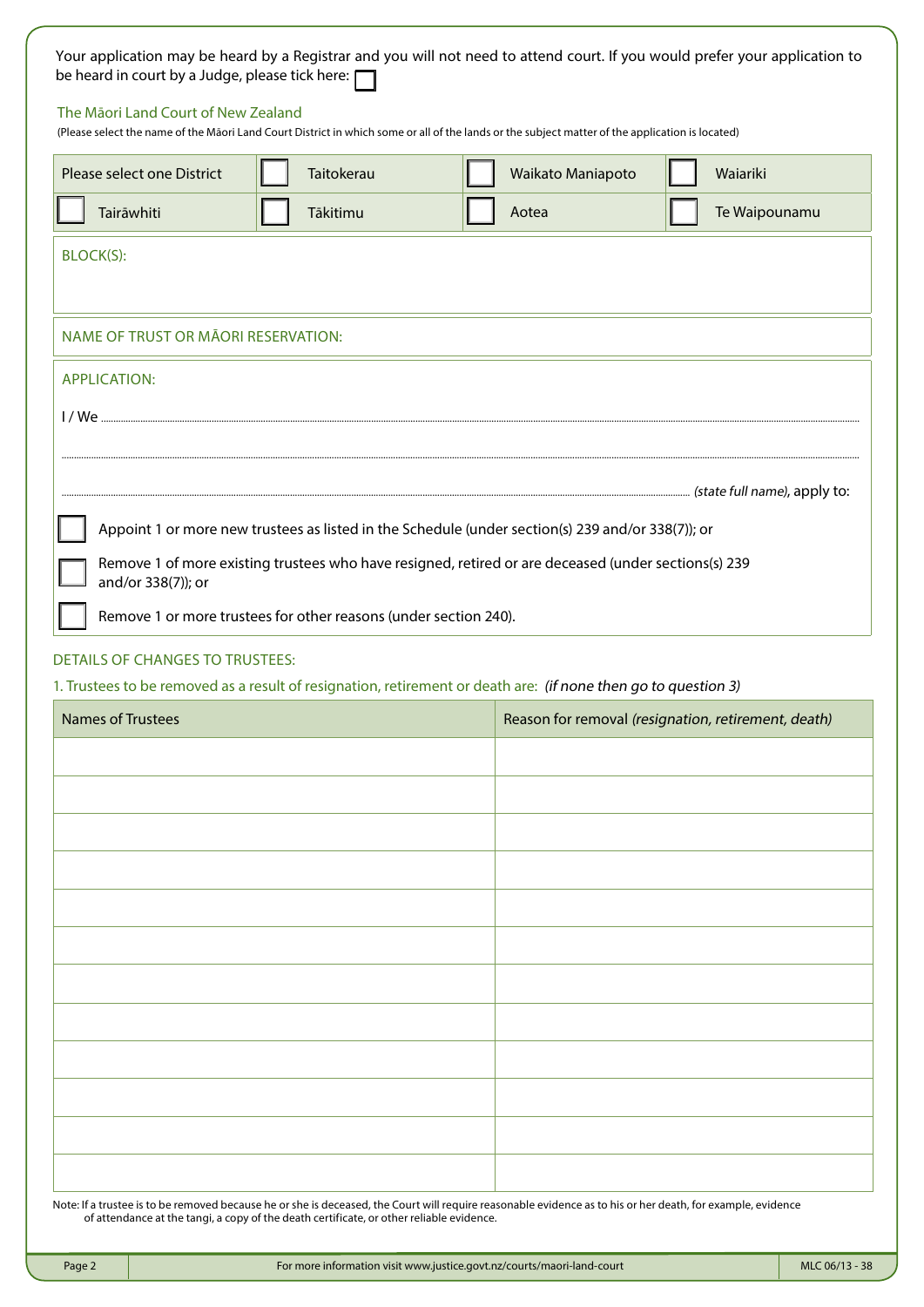Your application may be heard by a Registrar and you will not need to attend court. If you would prefer your application to be heard in court by a Judge, please tick here: ☐

The Māori Land Court of New Zealand

(Please select the name of the Māori Land Court District in which some or all of the lands or the subject matter of the application is located)

| Please select one District | ☐ Taitokerau | ☐ Waikato Maniapoto | ☐ Waiariki |
|---|---|---|---|
| ☐ Tairāwhiti | ☐ Tākitimu | ☐ Aotea | ☐ Te Waipounamu |

BLOCK(S):

NAME OF TRUST OR MĀORI RESERVATION:

APPLICATION:

I / We ..........................................................................................................................................................

..........................................................................................................................................................

.......................................................................................................................... *(state full name)*, apply to:

☐ Appoint 1 or more new trustees as listed in the Schedule (under section(s) 239 and/or 338(7)); or

☐ Remove 1 of more existing trustees who have resigned, retired or are deceased (under sections(s) 239 and/or 338(7)); or

☐ Remove 1 or more trustees for other reasons (under section 240).

DETAILS OF CHANGES TO TRUSTEES:

1. Trustees to be removed as a result of resignation, retirement or death are: *(if none then go to question 3)*

| Names of Trustees | Reason for removal *(resignation, retirement, death)* |
|---|---|
| | |
| | |
| | |
| | |
| | |
| | |
| | |
| | |
| | |
| | |
| | |
| | |

Note: If a trustee is to be removed because he or she is deceased, the Court will require reasonable evidence as to his or her death, for example, evidence of attendance at the tangi, a copy of the death certificate, or other reliable evidence.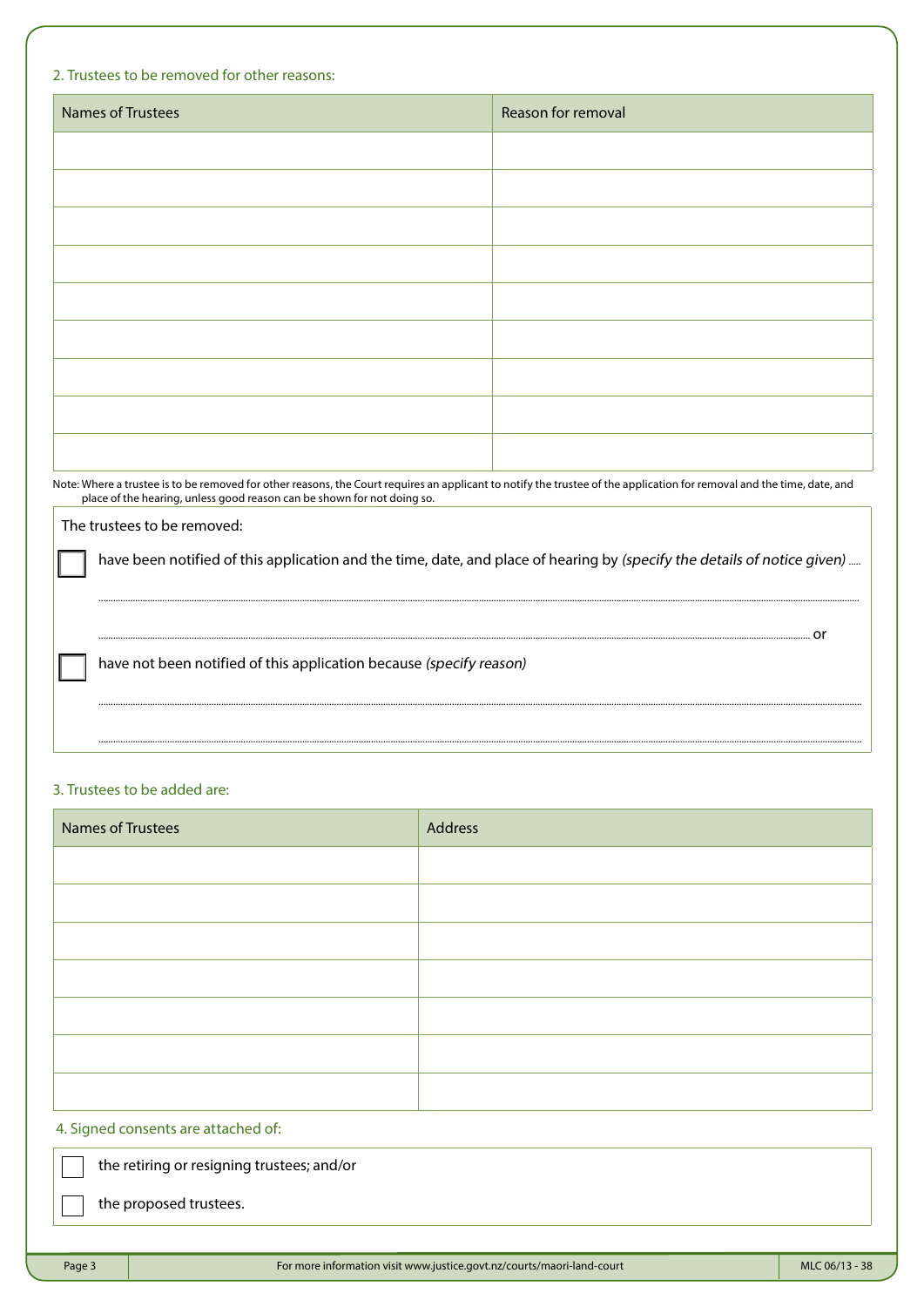2. Trustees to be removed for other reasons:

| Names of Trustees | Reason for removal |
| --- | --- |
| | |
| | |
| | |
| | |
| | |
| | |
| | |
| | |
| | |

Note: Where a trustee is to be removed for other reasons, the Court requires an applicant to notify the trustee of the application for removal and the time, date, and place of the hearing, unless good reason can be shown for not doing so.

The trustees to be removed:

☐ have been notified of this application and the time, date, and place of hearing by *(specify the details of notice given)* .....

..........................................................................................................................................................................................................

.......................................................................................................................................................................................... or

☐ have not been notified of this application because *(specify reason)*

..........................................................................................................................................................................................................

..........................................................................................................................................................................................................

3. Trustees to be added are:

| Names of Trustees | Address |
| --- | --- |
| | |
| | |
| | |
| | |
| | |
| | |
| | |

4. Signed consents are attached of:

☐ the retiring or resigning trustees; and/or

☐ the proposed trustees.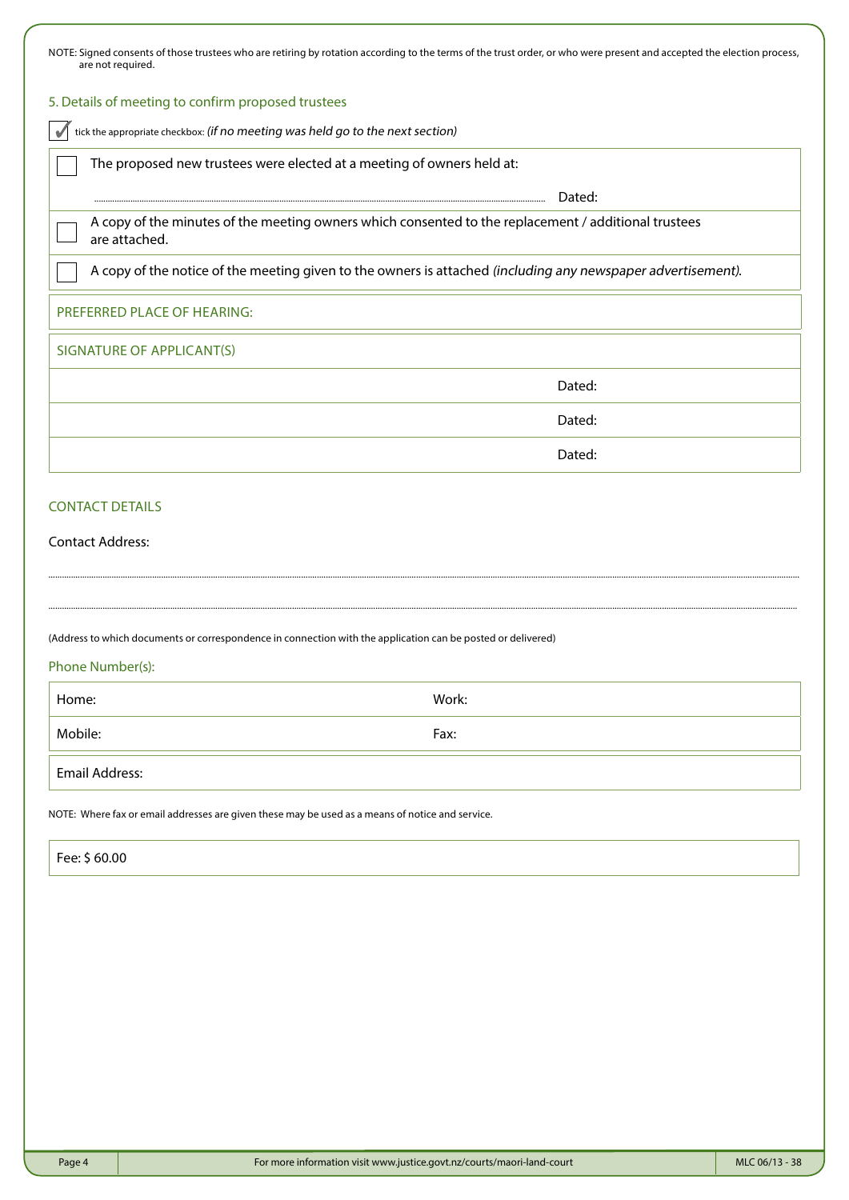NOTE: Signed consents of those trustees who are retiring by rotation according to the terms of the trust order, or who were present and accepted the election process, are not required.

### 5. Details of meeting to confirm proposed trustees

✓ tick the appropriate checkbox: *(if no meeting was held go to the next section)*

- ☐ The proposed new trustees were elected at a meeting of owners held at:

  ........................................................................................ Dated:

- ☐ A copy of the minutes of the meeting owners which consented to the replacement / additional trustees are attached.
- ☐ A copy of the notice of the meeting given to the owners is attached *(including any newspaper advertisement).*

PREFERRED PLACE OF HEARING:

SIGNATURE OF APPLICANT(S)

| | Dated: |
|---|---|
| | Dated: |
| | Dated: |

### CONTACT DETAILS

Contact Address:

........................................................................................

........................................................................................

(Address to which documents or correspondence in connection with the application can be posted or delivered)

Phone Number(s):

| Home: | Work: |
|---|---|
| Mobile: | Fax: |

Email Address:

NOTE: Where fax or email addresses are given these may be used as a means of notice and service.

Fee: $ 60.00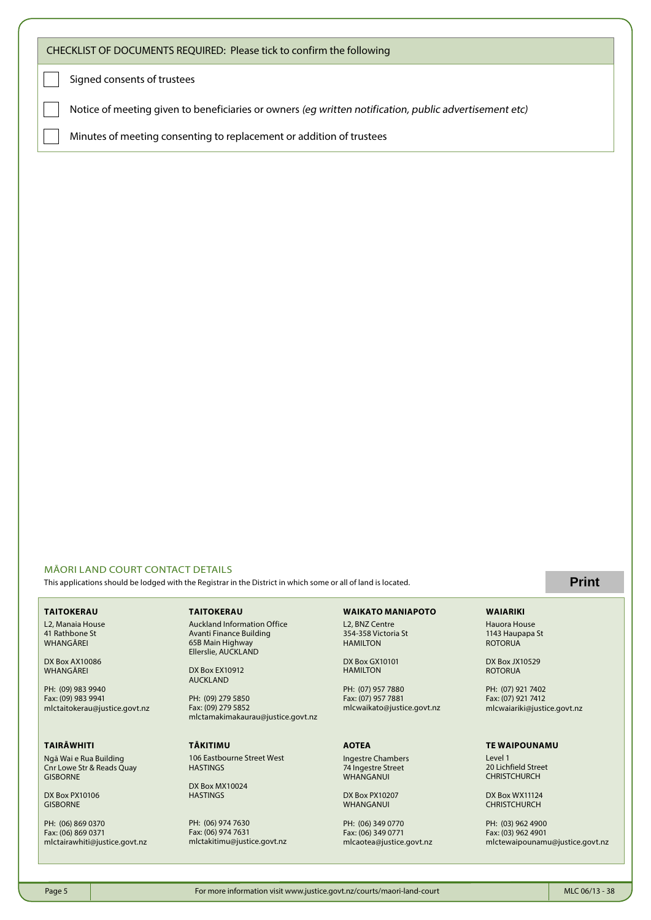## CHECKLIST OF DOCUMENTS REQUIRED: Please tick to confirm the following

- [ ] Signed consents of trustees
- [ ] Notice of meeting given to beneficiaries or owners *(eg written notification, public advertisement etc)*
- [ ] Minutes of meeting consenting to replacement or addition of trustees

## MĀORI LAND COURT CONTACT DETAILS

This applications should be lodged with the Registrar in the District in which some or all of land is located.

Print

**TAITOKERAU**
L2, Manaia House
41 Rathbone St
WHANGĀREI

DX Box AX10086
WHANGĀREI

PH: (09) 983 9940
Fax: (09) 983 9941
mlctaitokerau@justice.govt.nz

**TAITOKERAU**
Auckland Information Office
Avanti Finance Building
65B Main Highway
Ellerslie, AUCKLAND

DX Box EX10912
AUCKLAND

PH: (09) 279 5850
Fax: (09) 279 5852
mlctamakimakaurau@justice.govt.nz

**WAIKATO MANIAPOTO**
L2, BNZ Centre
354-358 Victoria St
HAMILTON

DX Box GX10101
HAMILTON

PH: (07) 957 7880
Fax: (07) 957 7881
mlcwaikato@justice.govt.nz

**WAIARIKI**
Hauora House
1143 Haupapa St
ROTORUA

DX Box JX10529
ROTORUA

PH: (07) 921 7402
Fax: (07) 921 7412
mlcwaiariki@justice.govt.nz

**TAIRĀWHITI**
Ngā Wai e Rua Building
Cnr Lowe Str & Reads Quay
GISBORNE

DX Box PX10106
GISBORNE

PH: (06) 869 0370
Fax: (06) 869 0371
mlctairawhiti@justice.govt.nz

**TĀKITIMU**
106 Eastbourne Street West
HASTINGS

DX Box MX10024
HASTINGS

PH: (06) 974 7630
Fax: (06) 974 7631
mlctakitimu@justice.govt.nz

**AOTEA**
Ingestre Chambers
74 Ingestre Street
WHANGANUI

DX Box PX10207
WHANGANUI

PH: (06) 349 0770
Fax: (06) 349 0771
mlcaotea@justice.govt.nz

**TE WAIPOUNAMU**
Level 1
20 Lichfield Street
CHRISTCHURCH

DX Box WX11124
CHRISTCHURCH

PH: (03) 962 4900
Fax: (03) 962 4901
mlctewaipounamu@justice.govt.nz

For more information visit www.justice.govt.nz/courts/maori-land-court

MLC 06/13 - 38